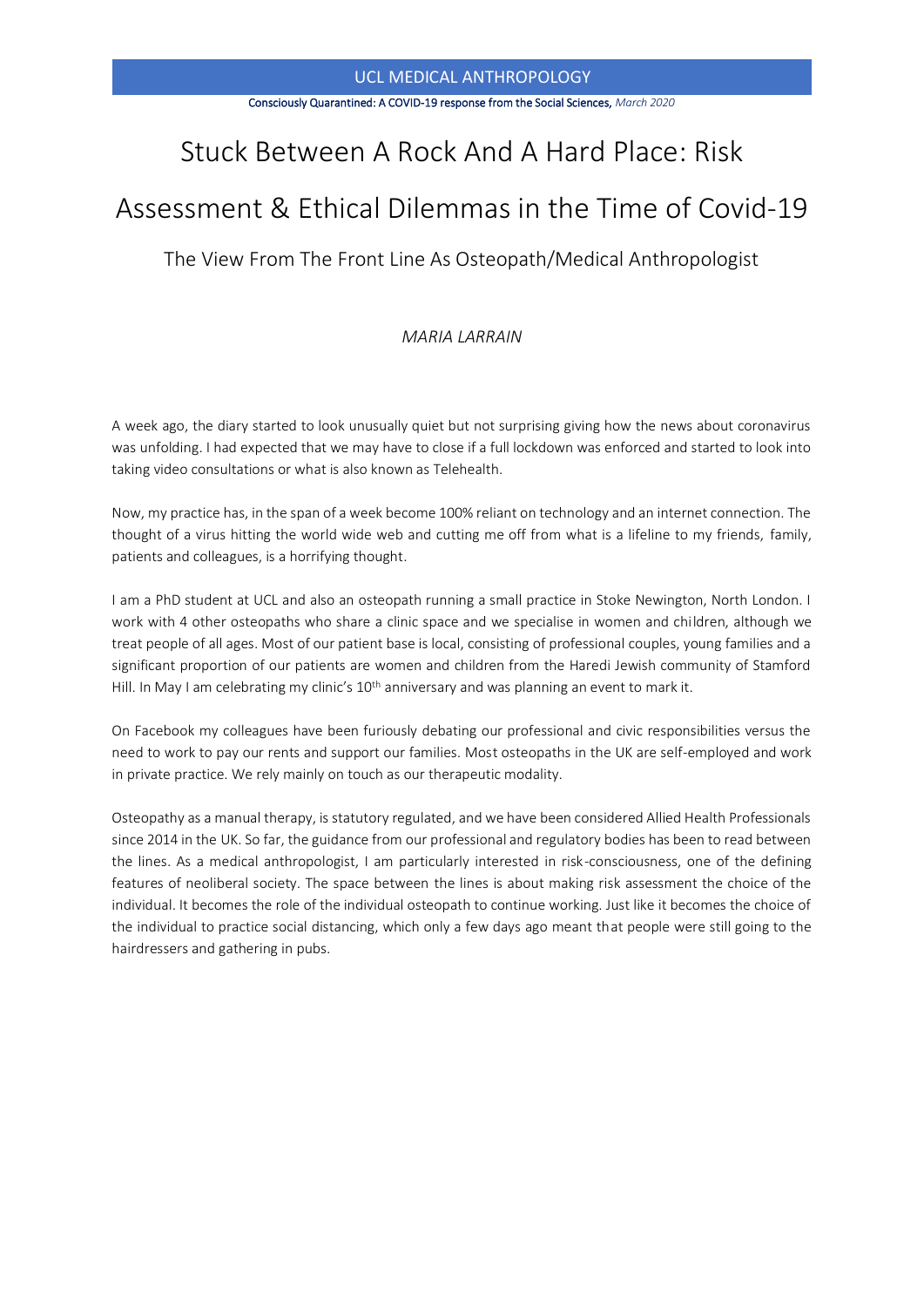# Stuck Between A Rock And A Hard Place: Risk Assessment & Ethical Dilemmas in the Time of Covid-19

## The View From The Front Line As Osteopath/Medical Anthropologist

*MARIA LARRAIN*

A week ago, the diary started to look unusually quiet but not surprising giving how the news about coronavirus was unfolding. I had expected that we may have to close if a full lockdown was enforced and started to look into taking video consultations or what is also known as Telehealth.

Now, my practice has, in the span of a week become 100% reliant on technology and an internet connection. The thought of a virus hitting the world wide web and cutting me off from what is a lifeline to my friends, family, patients and colleagues, is a horrifying thought.

I am a PhD student at UCL and also an osteopath running a small practice in Stoke Newington, North London. I work with 4 other osteopaths who share a clinic space and we specialise in women and children, although we treat people of all ages. Most of our patient base is local, consisting of professional couples, young families and a significant proportion of our patients are women and children from the Haredi Jewish community of Stamford Hill. In May I am celebrating my clinic's 10th anniversary and was planning an event to mark it.

On Facebook my colleagues have been furiously debating our professional and civic responsibilities versus the need to work to pay our rents and support our families. Most osteopaths in the UK are self-employed and work in private practice. We rely mainly on touch as our therapeutic modality.

Osteopathy as a manual therapy, is statutory regulated, and we have been considered Allied Health Professionals since 2014 in the UK. So far, the guidance from our professional and regulatory bodies has been to read between the lines. As a medical anthropologist, I am particularly interested in risk-consciousness, one of the defining features of neoliberal society. The space between the lines is about making risk assessment the choice of the individual. It becomes the role of the individual osteopath to continue working. Just like it becomes the choice of the individual to practice social distancing, which only a few days ago meant that people were still going to the hairdressers and gathering in pubs.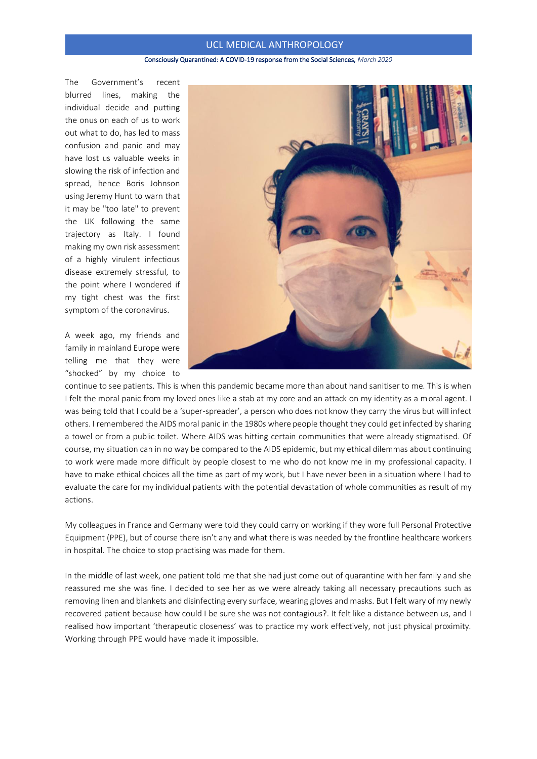The Government's recent blurred lines, making the individual decide and putting the onus on each of us to work out what to do, has led to mass confusion and panic and may have lost us valuable weeks in slowing the risk of infection and spread, hence Boris Johnson using Jeremy Hunt to warn that it may be "too late" to prevent the UK following the same trajectory as Italy. I found making my own risk assessment of a highly virulent infectious disease extremely stressful, to the point where I wondered if my tight chest was the first symptom of the coronavirus.

A week ago, my friends and family in mainland Europe were telling me that they were "shocked" by my choice to continue to see patients. This is when this pandemic became more than about hand sanitiser to me. This is when I felt the moral panic from my loved ones like a stab at my core and an attack on my identity as a moral agent. I was being told that I could be a 'super-spreader', a person who does not know they carry the virus but will infect others. I remembered the AIDS moral panic in the 1980s where people thought they could get infected by sharing a towel or from a public toilet. Where AIDS was hitting certain communities that were already stigmatised. Of course, my situation can in no way be compared to the AIDS epidemic, but my ethical dilemmas about continuing to work were made more difficult by people closest to me who do not know me in my professional capacity. I have to make ethical choices all the time as part of my work, but I have never been in a situation where I had to evaluate the care for my individual patients with the potential devastation of whole communities as result of my actions.

My colleagues in France and Germany were told they could carry on working if they wore full Personal Protective Equipment (PPE), but of course there isn't any and what there is was needed by the frontline healthcare workers in hospital. The choice to stop practising was made for them.

In the middle of last week, one patient told me that she had just come out of quarantine with her family and she reassured me she was fine. I decided to see her as we were already taking all necessary precautions such as removing linen and blankets and disinfecting every surface, wearing gloves and masks. But I felt wary of my newly recovered patient because how could I be sure she was not contagious?. It felt like a distance between us, and I realised how important 'therapeutic closeness' was to practice my work effectively, not just physical proximity. Working through PPE would have made it impossible.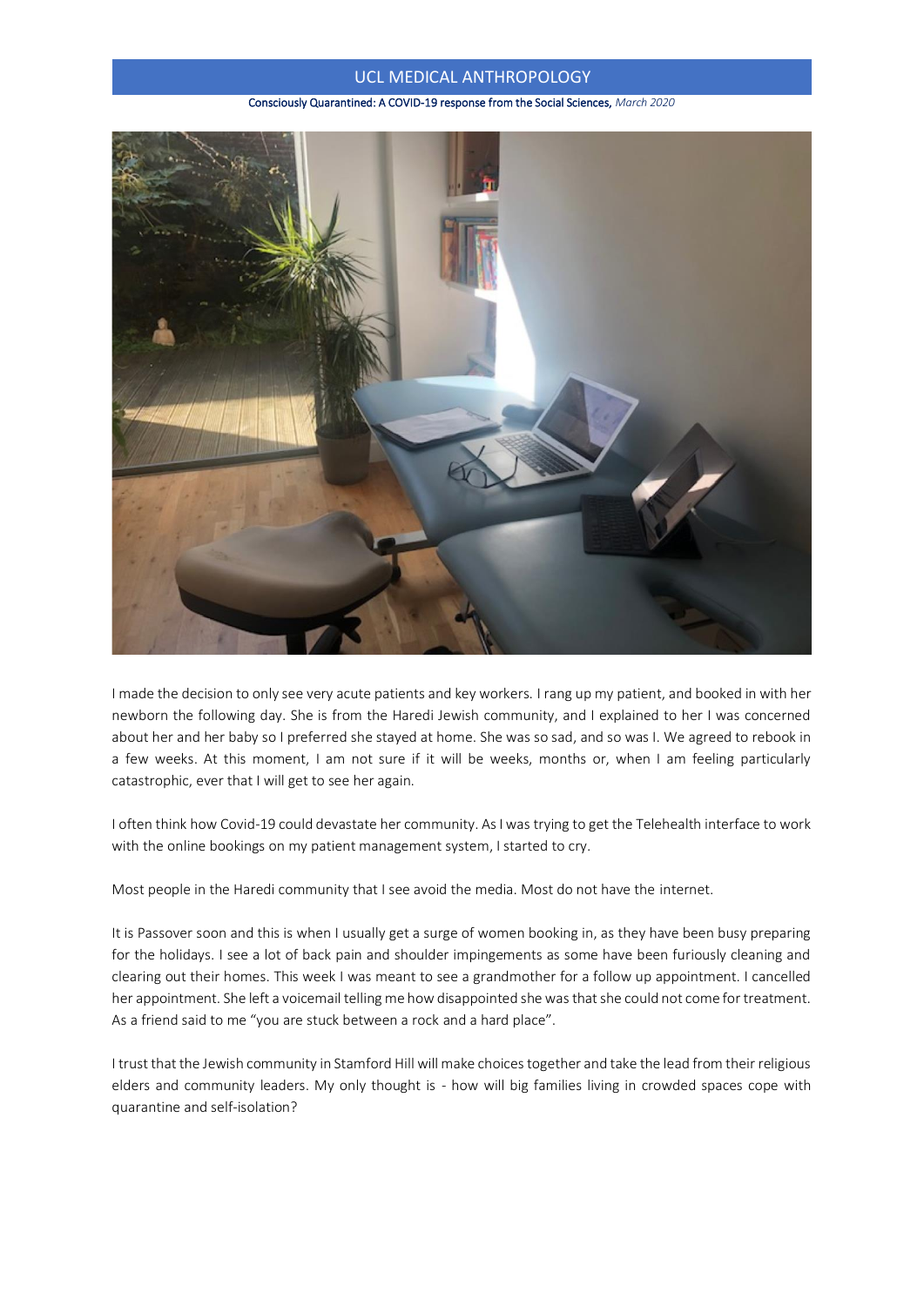I made the decision to only see very acute patients and key workers. I rang up my patient, and booked in with her newborn the following day. She is from the Haredi Jewish community, and I explained to her I was concerned about her and her baby so I preferred she stayed at home. She was so sad, and so was I. We agreed to rebook in a few weeks. At this moment, I am not sure if it will be weeks, months or, when I am feeling particularly catastrophic, ever that I will get to see her again.

I often think how Covid-19 could devastate her community. As I was trying to get the Telehealth interface to work with the online bookings on my patient management system, I started to cry.

Most people in the Haredi community that I see avoid the media. Most do not have the internet.

It is Passover soon and this is when I usually get a surge of women booking in, as they have been busy preparing for the holidays. I see a lot of back pain and shoulder impingements as some have been furiously cleaning and clearing out their homes. This week I was meant to see a grandmother for a follow up appointment. I cancelled her appointment. She left a voicemail telling me how disappointed she was that she could not come for treatment. As a friend said to me "you are stuck between a rock and a hard place".

I trust that the Jewish community in Stamford Hill will make choices together and take the lead from their religious elders and community leaders. My only thought is - how will big families living in crowded spaces cope with quarantine and self-isolation?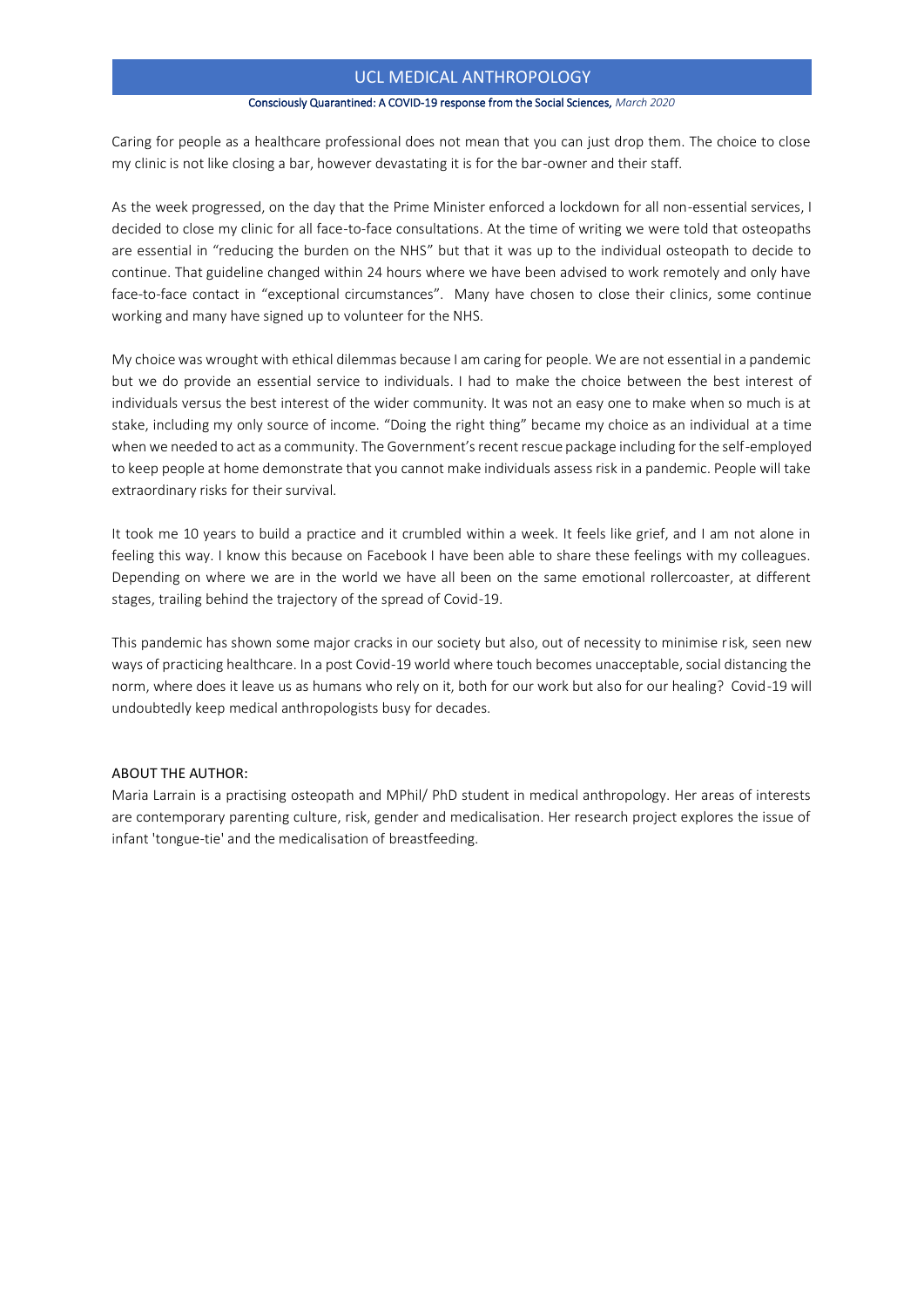Caring for people as a healthcare professional does not mean that you can just drop them. The choice to close my clinic is not like closing a bar, however devastating it is for the bar-owner and their staff.

As the week progressed, on the day that the Prime Minister enforced a lockdown for all non-essential services, I decided to close my clinic for all face-to-face consultations. At the time of writing we were told that osteopaths are essential in "reducing the burden on the NHS" but that it was up to the individual osteopath to decide to continue. That guideline changed within 24 hours where we have been advised to work remotely and only have face-to-face contact in "exceptional circumstances". Many have chosen to close their clinics, some continue working and many have signed up to volunteer for the NHS.

My choice was wrought with ethical dilemmas because I am caring for people. We are not essential in a pandemic but we do provide an essential service to individuals. I had to make the choice between the best interest of individuals versus the best interest of the wider community. It was not an easy one to make when so much is at stake, including my only source of income. "Doing the right thing" became my choice as an individual at a time when we needed to act as a community. The Government's recent rescue package including for the self-employed to keep people at home demonstrate that you cannot make individuals assess risk in a pandemic. People will take extraordinary risks for their survival.

It took me 10 years to build a practice and it crumbled within a week. It feels like grief, and I am not alone in feeling this way. I know this because on Facebook I have been able to share these feelings with my colleagues. Depending on where we are in the world we have all been on the same emotional rollercoaster, at different stages, trailing behind the trajectory of the spread of Covid-19.

This pandemic has shown some major cracks in our society but also, out of necessity to minimise risk, seen new ways of practicing healthcare. In a post Covid-19 world where touch becomes unacceptable, social distancing the norm, where does it leave us as humans who rely on it, both for our work but also for our healing? Covid-19 will undoubtedly keep medical anthropologists busy for decades.

ABOUT THE AUTHOR:

Maria Larrain is a practising osteopath and MPhil/ PhD student in medical anthropology. Her areas of interests are contemporary parenting culture, risk, gender and medicalisation. Her research project explores the issue of infant 'tongue-tie' and the medicalisation of breastfeeding.